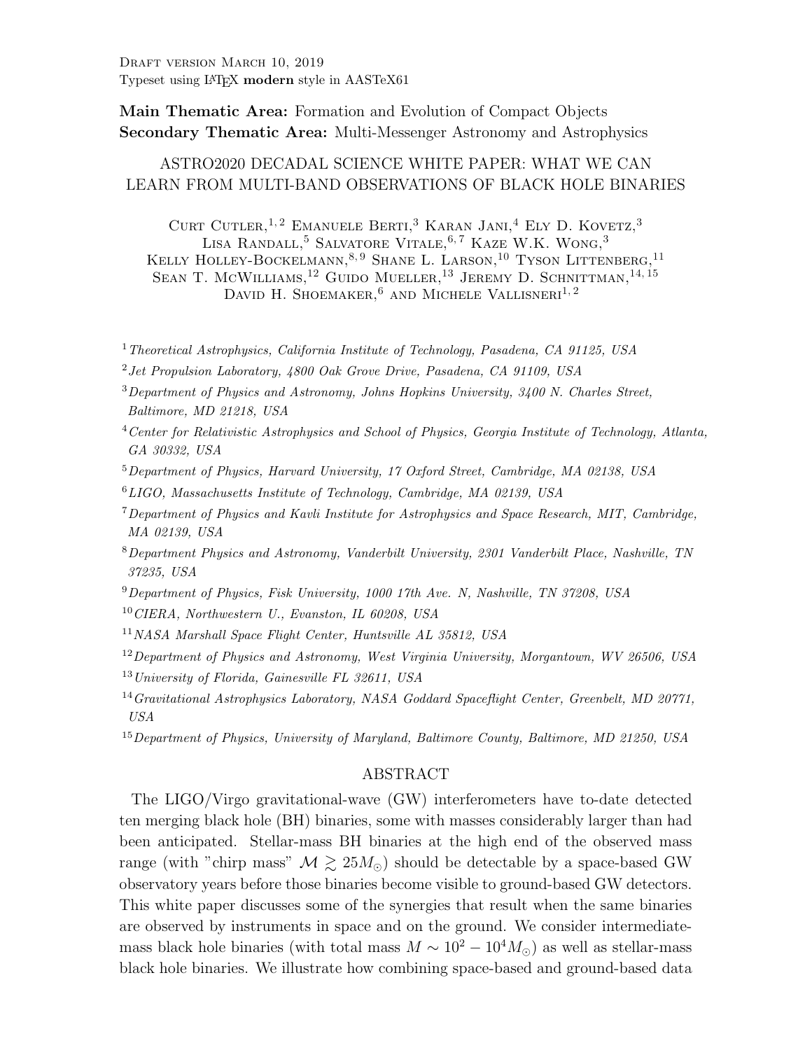Draft version March 10, 2019
Typeset using LaTeX **modern** style in AASTeX61

**Main Thematic Area:** Formation and Evolution of Compact Objects
**Secondary Thematic Area:** Multi-Messenger Astronomy and Astrophysics

# ASTRO2020 DECADAL SCIENCE WHITE PAPER: WHAT WE CAN LEARN FROM MULTI-BAND OBSERVATIONS OF BLACK HOLE BINARIES

Curt Cutler,[1,2] Emanuele Berti,[3] Karan Jani,[4] Ely D. Kovetz,[3] Lisa Randall,[5] Salvatore Vitale,[6,7] Kaze W.K. Wong,[3] Kelly Holley-Bockelmann,[8,9] Shane L. Larson,[10] Tyson Littenberg,[11] Sean T. McWilliams,[12] Guido Mueller,[13] Jeremy D. Schnittman,[14,15] David H. Shoemaker,[6] and Michele Vallisneri[1,2]

[1] *Theoretical Astrophysics, California Institute of Technology, Pasadena, CA 91125, USA*

[2] *Jet Propulsion Laboratory, 4800 Oak Grove Drive, Pasadena, CA 91109, USA*

[3] *Department of Physics and Astronomy, Johns Hopkins University, 3400 N. Charles Street, Baltimore, MD 21218, USA*

[4] *Center for Relativistic Astrophysics and School of Physics, Georgia Institute of Technology, Atlanta, GA 30332, USA*

[5] *Department of Physics, Harvard University, 17 Oxford Street, Cambridge, MA 02138, USA*

[6] *LIGO, Massachusetts Institute of Technology, Cambridge, MA 02139, USA*

[7] *Department of Physics and Kavli Institute for Astrophysics and Space Research, MIT, Cambridge, MA 02139, USA*

[8] *Department Physics and Astronomy, Vanderbilt University, 2301 Vanderbilt Place, Nashville, TN 37235, USA*

[9] *Department of Physics, Fisk University, 1000 17th Ave. N, Nashville, TN 37208, USA*

[10] *CIERA, Northwestern U., Evanston, IL 60208, USA*

[11] *NASA Marshall Space Flight Center, Huntsville AL 35812, USA*

[12] *Department of Physics and Astronomy, West Virginia University, Morgantown, WV 26506, USA*

[13] *University of Florida, Gainesville FL 32611, USA*

[14] *Gravitational Astrophysics Laboratory, NASA Goddard Spaceflight Center, Greenbelt, MD 20771, USA*

[15] *Department of Physics, University of Maryland, Baltimore County, Baltimore, MD 21250, USA*

## ABSTRACT

The LIGO/Virgo gravitational-wave (GW) interferometers have to-date detected ten merging black hole (BH) binaries, some with masses considerably larger than had been anticipated. Stellar-mass BH binaries at the high end of the observed mass range (with "chirp mass" $\mathcal{M} \gtrsim 25M_{\odot}$) should be detectable by a space-based GW observatory years before those binaries become visible to ground-based GW detectors. This white paper discusses some of the synergies that result when the same binaries are observed by instruments in space and on the ground. We consider intermediate-mass black hole binaries (with total mass $M \sim 10^2 - 10^4 M_{\odot}$) as well as stellar-mass black hole binaries. We illustrate how combining space-based and ground-based data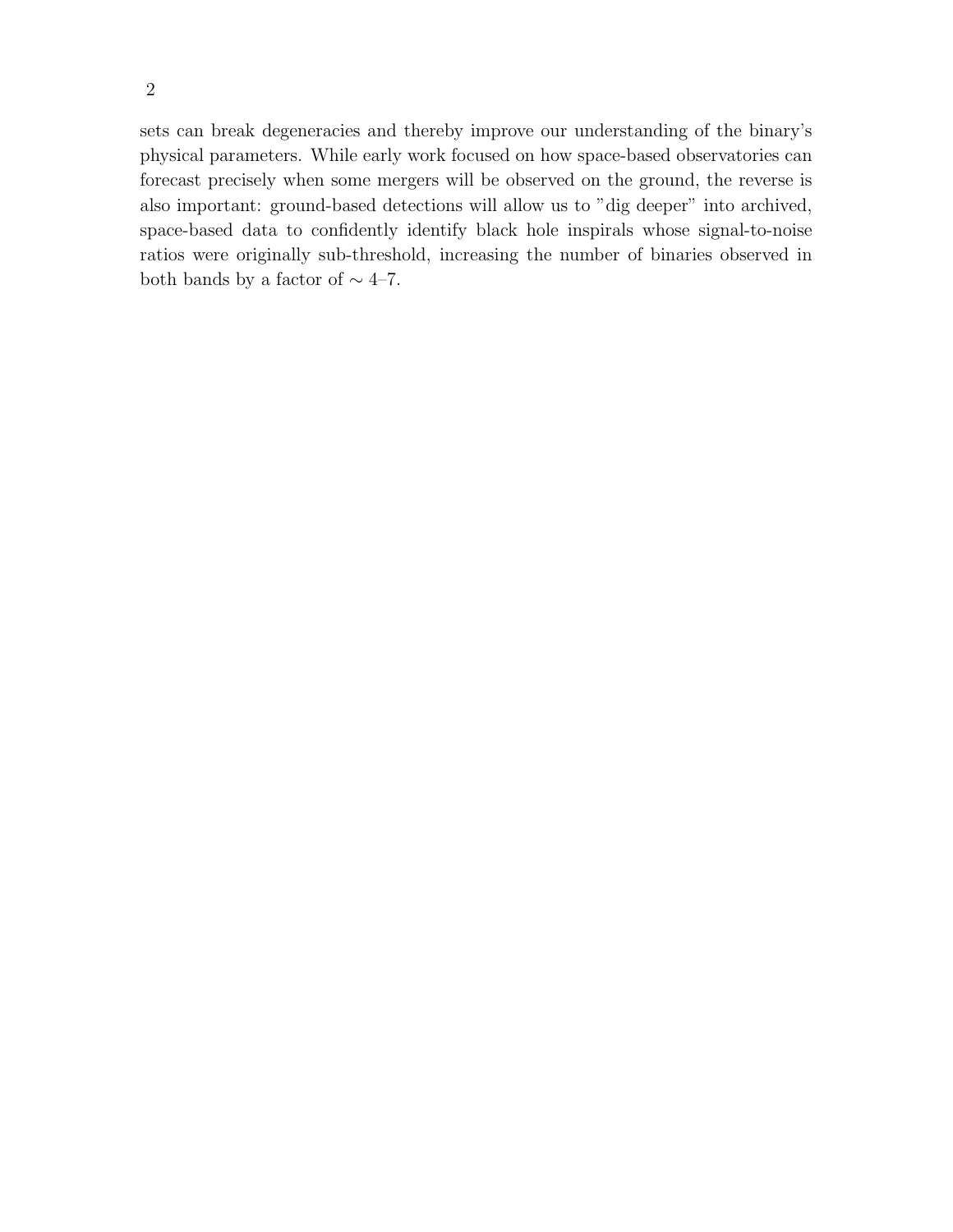sets can break degeneracies and thereby improve our understanding of the binary's physical parameters. While early work focused on how space-based observatories can forecast precisely when some mergers will be observed on the ground, the reverse is also important: ground-based detections will allow us to "dig deeper" into archived, space-based data to confidently identify black hole inspirals whose signal-to-noise ratios were originally sub-threshold, increasing the number of binaries observed in both bands by a factor of $\sim 4$–$7$.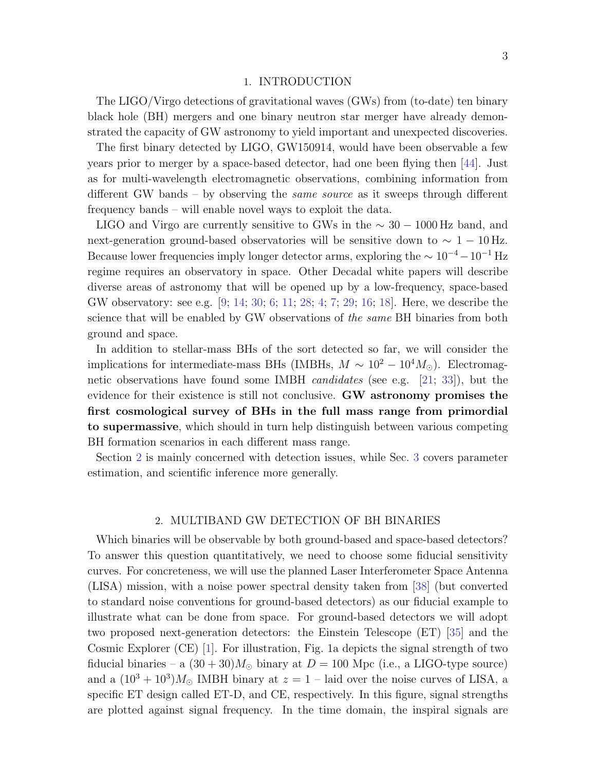## 1. INTRODUCTION

The LIGO/Virgo detections of gravitational waves (GWs) from (to-date) ten binary black hole (BH) mergers and one binary neutron star merger have already demonstrated the capacity of GW astronomy to yield important and unexpected discoveries.

The first binary detected by LIGO, GW150914, would have been observable a few years prior to merger by a space-based detector, had one been flying then [44]. Just as for multi-wavelength electromagnetic observations, combining information from different GW bands – by observing the *same source* as it sweeps through different frequency bands – will enable novel ways to exploit the data.

LIGO and Virgo are currently sensitive to GWs in the $\sim 30 - 1000\,\mathrm{Hz}$ band, and next-generation ground-based observatories will be sensitive down to $\sim 1 - 10\,\mathrm{Hz}$. Because lower frequencies imply longer detector arms, exploring the $\sim 10^{-4} - 10^{-1}\,\mathrm{Hz}$ regime requires an observatory in space. Other Decadal white papers will describe diverse areas of astronomy that will be opened up by a low-frequency, space-based GW observatory: see e.g. [9; 14; 30; 6; 11; 28; 4; 7; 29; 16; 18]. Here, we describe the science that will be enabled by GW observations of *the same* BH binaries from both ground and space.

In addition to stellar-mass BHs of the sort detected so far, we will consider the implications for intermediate-mass BHs (IMBHs, $M \sim 10^2 - 10^4 M_\odot$). Electromagnetic observations have found some IMBH *candidates* (see e.g. [21; 33]), but the evidence for their existence is still not conclusive. **GW astronomy promises the first cosmological survey of BHs in the full mass range from primordial to supermassive**, which should in turn help distinguish between various competing BH formation scenarios in each different mass range.

Section 2 is mainly concerned with detection issues, while Sec. 3 covers parameter estimation, and scientific inference more generally.

## 2. MULTIBAND GW DETECTION OF BH BINARIES

Which binaries will be observable by both ground-based and space-based detectors? To answer this question quantitatively, we need to choose some fiducial sensitivity curves. For concreteness, we will use the planned Laser Interferometer Space Antenna (LISA) mission, with a noise power spectral density taken from [38] (but converted to standard noise conventions for ground-based detectors) as our fiducial example to illustrate what can be done from space. For ground-based detectors we will adopt two proposed next-generation detectors: the Einstein Telescope (ET) [35] and the Cosmic Explorer (CE) [1]. For illustration, Fig. 1a depicts the signal strength of two fiducial binaries – a $(30 + 30)M_\odot$ binary at $D = 100$ Mpc (i.e., a LIGO-type source) and a $(10^3 + 10^3)M_\odot$ IMBH binary at $z = 1$ – laid over the noise curves of LISA, a specific ET design called ET-D, and CE, respectively. In this figure, signal strengths are plotted against signal frequency. In the time domain, the inspiral signals are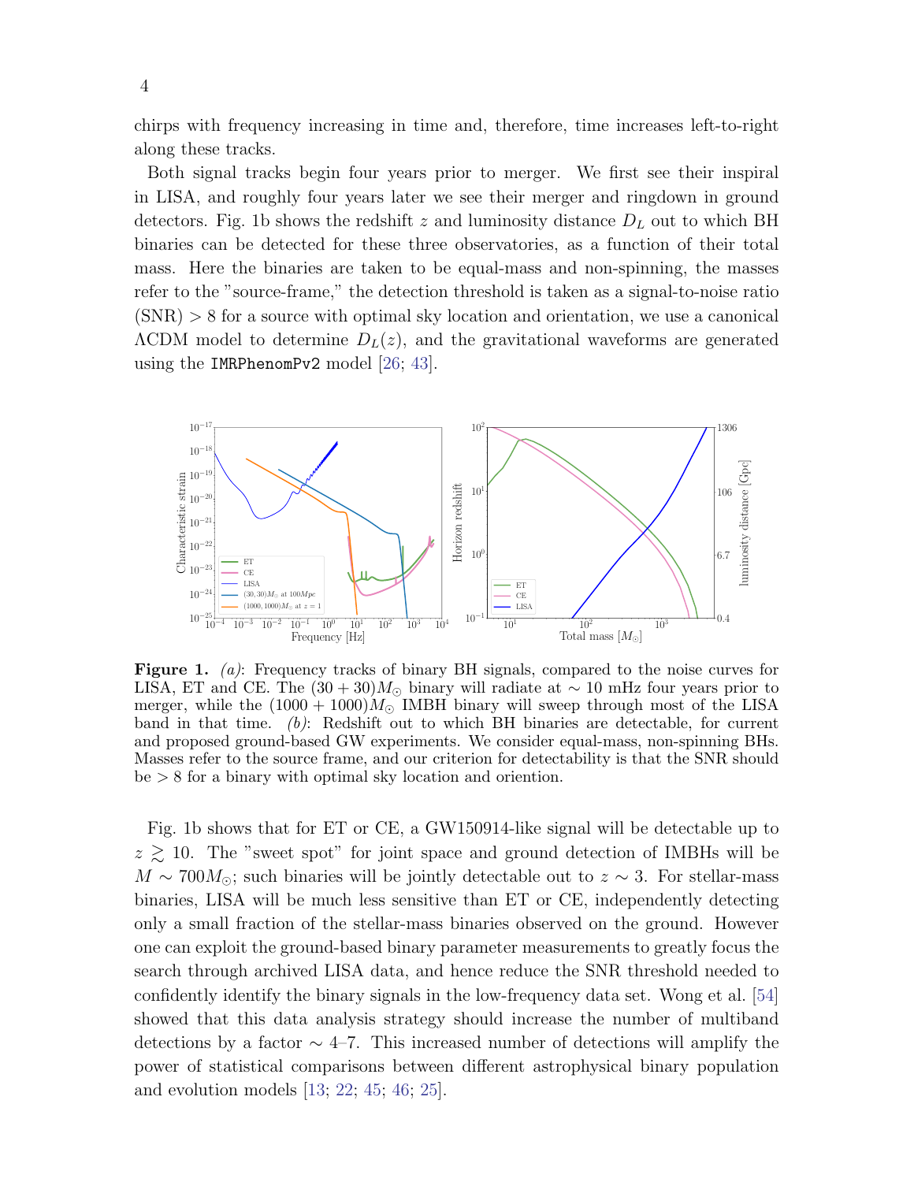chirps with frequency increasing in time and, therefore, time increases left-to-right along these tracks.

Both signal tracks begin four years prior to merger. We first see their inspiral in LISA, and roughly four years later we see their merger and ringdown in ground detectors. Fig. 1b shows the redshift $z$ and luminosity distance $D_L$ out to which BH binaries can be detected for these three observatories, as a function of their total mass. Here the binaries are taken to be equal-mass and non-spinning, the masses refer to the "source-frame," the detection threshold is taken as a signal-to-noise ratio (SNR) $> 8$ for a source with optimal sky location and orientation, we use a canonical $\Lambda$CDM model to determine $D_L(z)$, and the gravitational waveforms are generated using the `IMRPhenomPv2` model [26; 43].

Characteristic strain
$10^{-17}$
$10^{-18}$
$10^{-19}$
$10^{-20}$
$10^{-21}$
$10^{-22}$
$10^{-23}$
$10^{-24}$
$10^{-25}$
$10^{-4}$ $10^{-3}$ $10^{-2}$ $10^{-1}$ $10^{0}$ $10^{1}$ $10^{2}$ $10^{3}$ $10^{4}$
Frequency [Hz]
ET
CE
LISA
$(30, 30)M_\odot$ at $100Mpc$
$(1000, 1000)M_\odot$ at $z = 1$

Horizon redshift
$10^{2}$
$10^{1}$
$10^{0}$
$10^{-1}$
$10^{1}$ $10^{2}$ $10^{3}$
Total mass $[M_\odot]$
luminosity distance [Gpc]
1306
106
6.7
0.4
ET
CE
LISA

**Figure 1.** *(a)*: Frequency tracks of binary BH signals, compared to the noise curves for LISA, ET and CE. The $(30 + 30)M_\odot$ binary will radiate at $\sim 10$ mHz four years prior to merger, while the $(1000 + 1000)M_\odot$ IMBH binary will sweep through most of the LISA band in that time. *(b)*: Redshift out to which BH binaries are detectable, for current and proposed ground-based GW experiments. We consider equal-mass, non-spinning BHs. Masses refer to the source frame, and our criterion for detectability is that the SNR should be $> 8$ for a binary with optimal sky location and oriention.

Fig. 1b shows that for ET or CE, a GW150914-like signal will be detectable up to $z \gtrsim 10$. The "sweet spot" for joint space and ground detection of IMBHs will be $M \sim 700M_\odot$; such binaries will be jointly detectable out to $z \sim 3$. For stellar-mass binaries, LISA will be much less sensitive than ET or CE, independently detecting only a small fraction of the stellar-mass binaries observed on the ground. However one can exploit the ground-based binary parameter measurements to greatly focus the search through archived LISA data, and hence reduce the SNR threshold needed to confidently identify the binary signals in the low-frequency data set. Wong et al. [54] showed that this data analysis strategy should increase the number of multiband detections by a factor $\sim 4$–$7$. This increased number of detections will amplify the power of statistical comparisons between different astrophysical binary population and evolution models [13; 22; 45; 46; 25].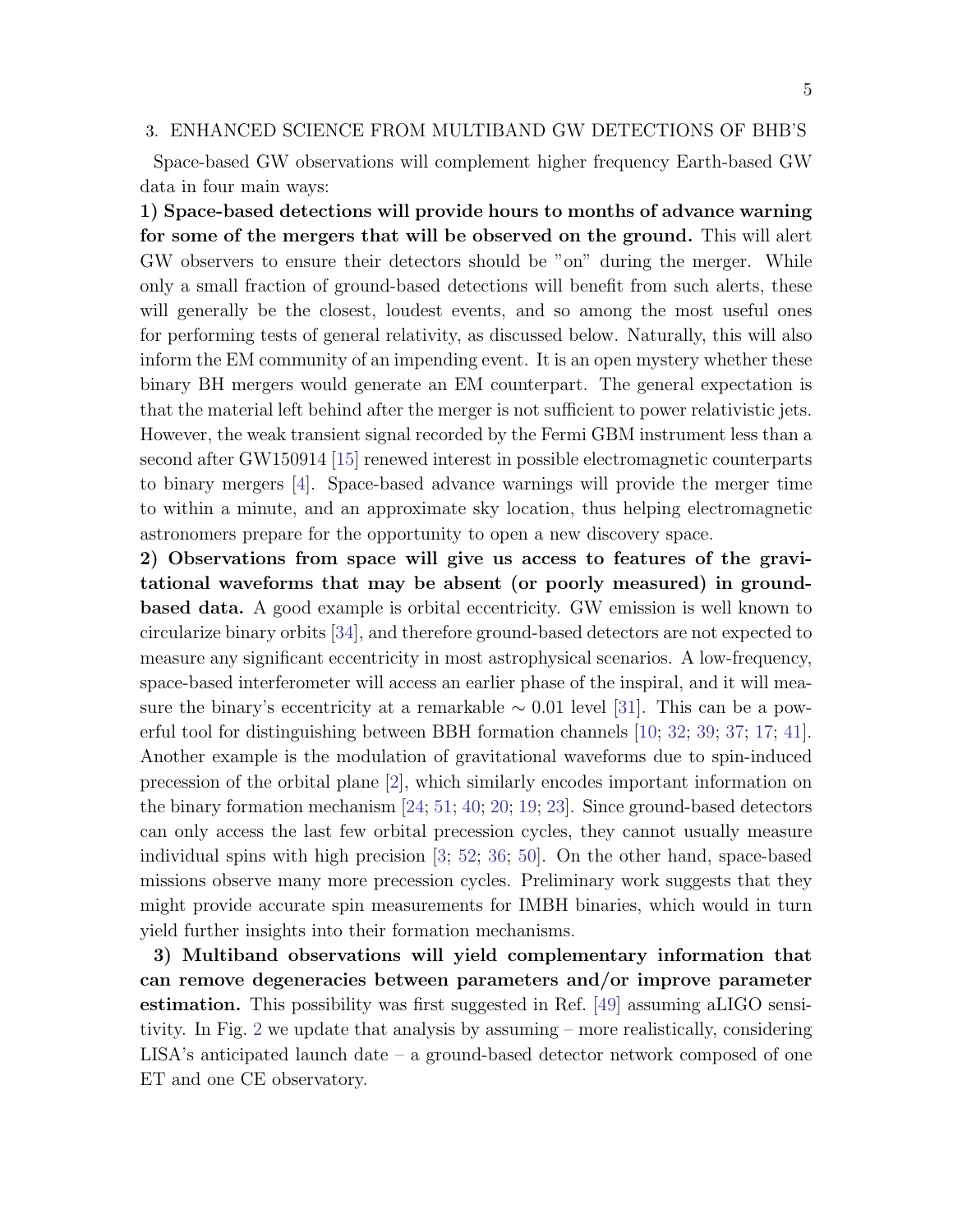## 3. ENHANCED SCIENCE FROM MULTIBAND GW DETECTIONS OF BHB'S

Space-based GW observations will complement higher frequency Earth-based GW data in four main ways:

**1) Space-based detections will provide hours to months of advance warning for some of the mergers that will be observed on the ground.** This will alert GW observers to ensure their detectors should be "on" during the merger. While only a small fraction of ground-based detections will benefit from such alerts, these will generally be the closest, loudest events, and so among the most useful ones for performing tests of general relativity, as discussed below. Naturally, this will also inform the EM community of an impending event. It is an open mystery whether these binary BH mergers would generate an EM counterpart. The general expectation is that the material left behind after the merger is not sufficient to power relativistic jets. However, the weak transient signal recorded by the Fermi GBM instrument less than a second after GW150914 [15] renewed interest in possible electromagnetic counterparts to binary mergers [4]. Space-based advance warnings will provide the merger time to within a minute, and an approximate sky location, thus helping electromagnetic astronomers prepare for the opportunity to open a new discovery space.

**2) Observations from space will give us access to features of the gravitational waveforms that may be absent (or poorly measured) in ground-based data.** A good example is orbital eccentricity. GW emission is well known to circularize binary orbits [34], and therefore ground-based detectors are not expected to measure any significant eccentricity in most astrophysical scenarios. A low-frequency, space-based interferometer will access an earlier phase of the inspiral, and it will measure the binary's eccentricity at a remarkable $\sim 0.01$ level [31]. This can be a powerful tool for distinguishing between BBH formation channels [10; 32; 39; 37; 17; 41]. Another example is the modulation of gravitational waveforms due to spin-induced precession of the orbital plane [2], which similarly encodes important information on the binary formation mechanism [24; 51; 40; 20; 19; 23]. Since ground-based detectors can only access the last few orbital precession cycles, they cannot usually measure individual spins with high precision [3; 52; 36; 50]. On the other hand, space-based missions observe many more precession cycles. Preliminary work suggests that they might provide accurate spin measurements for IMBH binaries, which would in turn yield further insights into their formation mechanisms.

**3) Multiband observations will yield complementary information that can remove degeneracies between parameters and/or improve parameter estimation.** This possibility was first suggested in Ref. [49] assuming aLIGO sensitivity. In Fig. 2 we update that analysis by assuming – more realistically, considering LISA's anticipated launch date – a ground-based detector network composed of one ET and one CE observatory.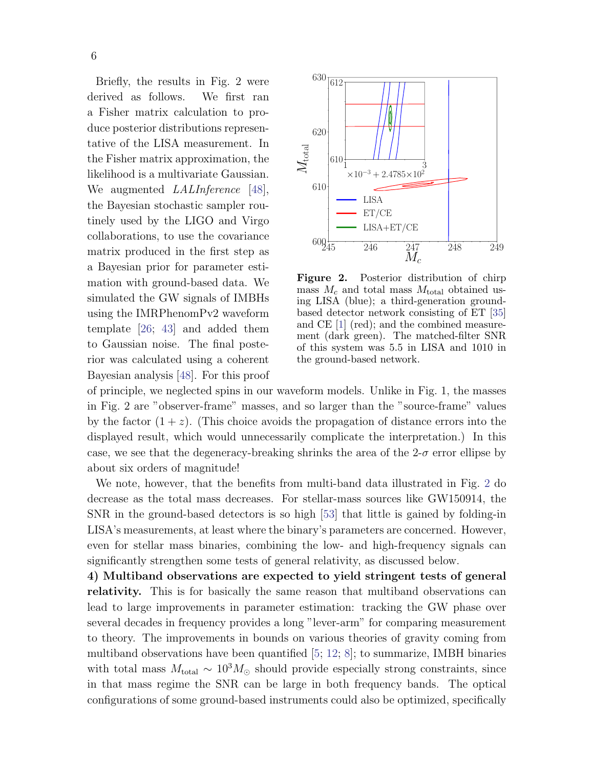Briefly, the results in Fig. 2 were derived as follows. We first ran a Fisher matrix calculation to produce posterior distributions representative of the LISA measurement. In the Fisher matrix approximation, the likelihood is a multivariate Gaussian. We augmented *LALInference* [48], the Bayesian stochastic sampler routinely used by the LIGO and Virgo collaborations, to use the covariance matrix produced in the first step as a Bayesian prior for parameter estimation with ground-based data. We simulated the GW signals of IMBHs using the IMRPhenomPv2 waveform template [26; 43] and added them to Gaussian noise. The final posterior was calculated using a coherent Bayesian analysis [48]. For this proof of principle, we neglected spins in our waveform models. Unlike in Fig. 1, the masses in Fig. 2 are "observer-frame" masses, and so larger than the "source-frame" values by the factor $(1+z)$. (This choice avoids the propagation of distance errors into the displayed result, which would unnecessarily complicate the interpretation.) In this case, we see that the degeneracy-breaking shrinks the area of the 2-$\sigma$ error ellipse by about six orders of magnitude!

630
620
610
600
$M_{\text{total}}$
245
246
247
248
249
$M_c$
612
610
1
3
$\times 10^{-3} + 2.4785\times 10^{2}$
LISA
ET/CE
LISA+ET/CE

**Figure 2.** Posterior distribution of chirp mass $M_c$ and total mass $M_{\text{total}}$ obtained using LISA (blue); a third-generation ground-based detector network consisting of ET [35] and CE [1] (red); and the combined measurement (dark green). The matched-filter SNR of this system was 5.5 in LISA and 1010 in the ground-based network.

We note, however, that the benefits from multi-band data illustrated in Fig. 2 do decrease as the total mass decreases. For stellar-mass sources like GW150914, the SNR in the ground-based detectors is so high [53] that little is gained by folding-in LISA's measurements, at least where the binary's parameters are concerned. However, even for stellar mass binaries, combining the low- and high-frequency signals can significantly strengthen some tests of general relativity, as discussed below.

**4) Multiband observations are expected to yield stringent tests of general relativity.** This is for basically the same reason that multiband observations can lead to large improvements in parameter estimation: tracking the GW phase over several decades in frequency provides a long "lever-arm" for comparing measurement to theory. The improvements in bounds on various theories of gravity coming from multiband observations have been quantified [5; 12; 8]; to summarize, IMBH binaries with total mass $M_{\text{total}} \sim 10^3 M_\odot$ should provide especially strong constraints, since in that mass regime the SNR can be large in both frequency bands. The optical configurations of some ground-based instruments could also be optimized, specifically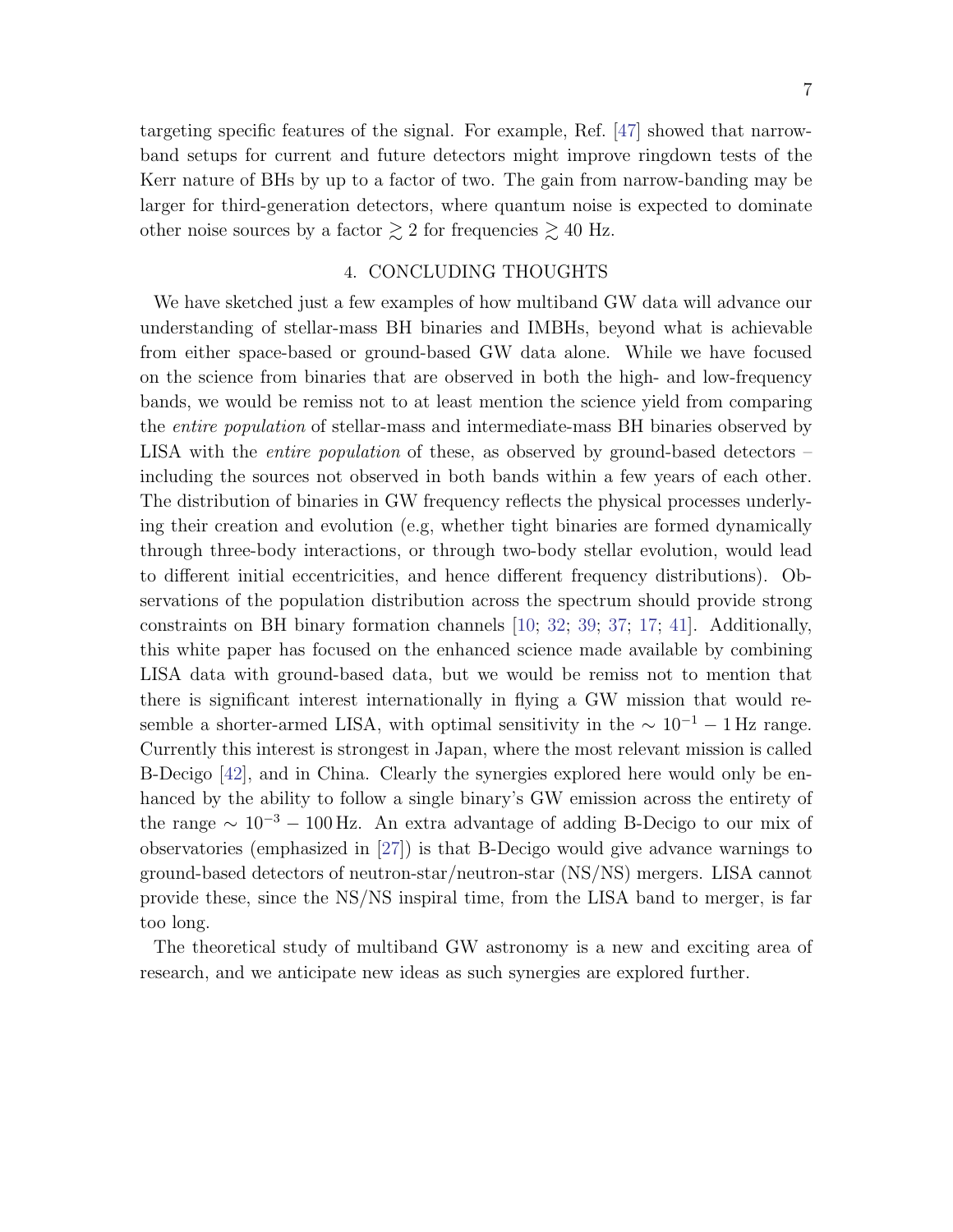targeting specific features of the signal. For example, Ref. [47] showed that narrow-band setups for current and future detectors might improve ringdown tests of the Kerr nature of BHs by up to a factor of two. The gain from narrow-banding may be larger for third-generation detectors, where quantum noise is expected to dominate other noise sources by a factor $\gtrsim 2$ for frequencies $\gtrsim 40$ Hz.

## 4. CONCLUDING THOUGHTS

We have sketched just a few examples of how multiband GW data will advance our understanding of stellar-mass BH binaries and IMBHs, beyond what is achievable from either space-based or ground-based GW data alone. While we have focused on the science from binaries that are observed in both the high- and low-frequency bands, we would be remiss not to at least mention the science yield from comparing the *entire population* of stellar-mass and intermediate-mass BH binaries observed by LISA with the *entire population* of these, as observed by ground-based detectors – including the sources not observed in both bands within a few years of each other. The distribution of binaries in GW frequency reflects the physical processes underlying their creation and evolution (e.g, whether tight binaries are formed dynamically through three-body interactions, or through two-body stellar evolution, would lead to different initial eccentricities, and hence different frequency distributions). Observations of the population distribution across the spectrum should provide strong constraints on BH binary formation channels [10; 32; 39; 37; 17; 41]. Additionally, this white paper has focused on the enhanced science made available by combining LISA data with ground-based data, but we would be remiss not to mention that there is significant interest internationally in flying a GW mission that would resemble a shorter-armed LISA, with optimal sensitivity in the $\sim 10^{-1} - 1\,\mathrm{Hz}$ range. Currently this interest is strongest in Japan, where the most relevant mission is called B-Decigo [42], and in China. Clearly the synergies explored here would only be enhanced by the ability to follow a single binary's GW emission across the entirety of the range $\sim 10^{-3} - 100\,\mathrm{Hz}$. An extra advantage of adding B-Decigo to our mix of observatories (emphasized in [27]) is that B-Decigo would give advance warnings to ground-based detectors of neutron-star/neutron-star (NS/NS) mergers. LISA cannot provide these, since the NS/NS inspiral time, from the LISA band to merger, is far too long.

The theoretical study of multiband GW astronomy is a new and exciting area of research, and we anticipate new ideas as such synergies are explored further.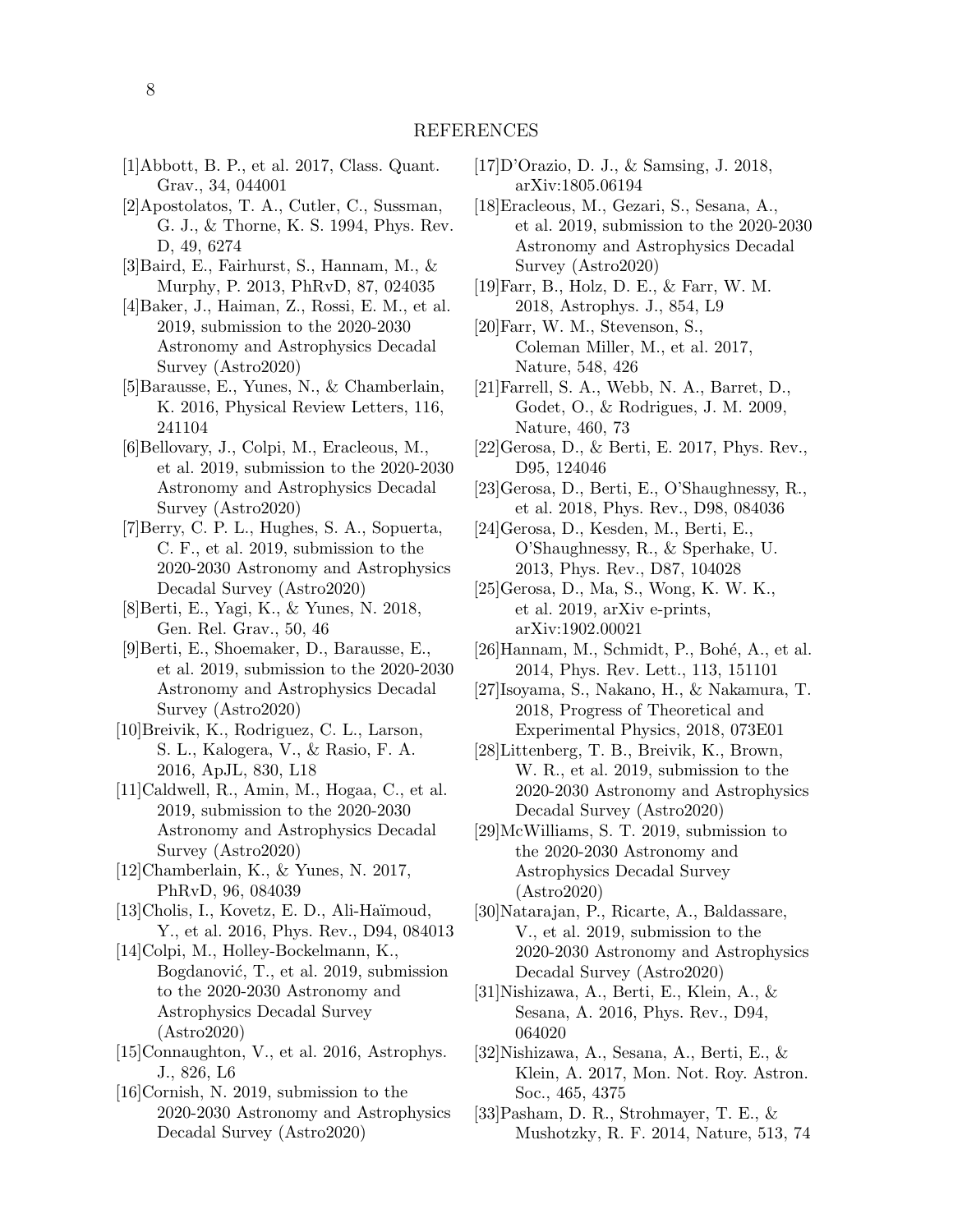# REFERENCES

[1]Abbott, B. P., et al. 2017, Class. Quant. Grav., 34, 044001

[2]Apostolatos, T. A., Cutler, C., Sussman, G. J., & Thorne, K. S. 1994, Phys. Rev. D, 49, 6274

[3]Baird, E., Fairhurst, S., Hannam, M., & Murphy, P. 2013, PhRvD, 87, 024035

[4]Baker, J., Haiman, Z., Rossi, E. M., et al. 2019, submission to the 2020-2030 Astronomy and Astrophysics Decadal Survey (Astro2020)

[5]Barausse, E., Yunes, N., & Chamberlain, K. 2016, Physical Review Letters, 116, 241104

[6]Bellovary, J., Colpi, M., Eracleous, M., et al. 2019, submission to the 2020-2030 Astronomy and Astrophysics Decadal Survey (Astro2020)

[7]Berry, C. P. L., Hughes, S. A., Sopuerta, C. F., et al. 2019, submission to the 2020-2030 Astronomy and Astrophysics Decadal Survey (Astro2020)

[8]Berti, E., Yagi, K., & Yunes, N. 2018, Gen. Rel. Grav., 50, 46

[9]Berti, E., Shoemaker, D., Barausse, E., et al. 2019, submission to the 2020-2030 Astronomy and Astrophysics Decadal Survey (Astro2020)

[10]Breivik, K., Rodriguez, C. L., Larson, S. L., Kalogera, V., & Rasio, F. A. 2016, ApJL, 830, L18

[11]Caldwell, R., Amin, M., Hogaa, C., et al. 2019, submission to the 2020-2030 Astronomy and Astrophysics Decadal Survey (Astro2020)

[12]Chamberlain, K., & Yunes, N. 2017, PhRvD, 96, 084039

[13]Cholis, I., Kovetz, E. D., Ali-Haïmoud, Y., et al. 2016, Phys. Rev., D94, 084013

[14]Colpi, M., Holley-Bockelmann, K., Bogdanović, T., et al. 2019, submission to the 2020-2030 Astronomy and Astrophysics Decadal Survey (Astro2020)

[15]Connaughton, V., et al. 2016, Astrophys. J., 826, L6

[16]Cornish, N. 2019, submission to the 2020-2030 Astronomy and Astrophysics Decadal Survey (Astro2020)

[17]D'Orazio, D. J., & Samsing, J. 2018, arXiv:1805.06194

[18]Eracleous, M., Gezari, S., Sesana, A., et al. 2019, submission to the 2020-2030 Astronomy and Astrophysics Decadal Survey (Astro2020)

[19]Farr, B., Holz, D. E., & Farr, W. M. 2018, Astrophys. J., 854, L9

[20]Farr, W. M., Stevenson, S., Coleman Miller, M., et al. 2017, Nature, 548, 426

[21]Farrell, S. A., Webb, N. A., Barret, D., Godet, O., & Rodrigues, J. M. 2009, Nature, 460, 73

[22]Gerosa, D., & Berti, E. 2017, Phys. Rev., D95, 124046

[23]Gerosa, D., Berti, E., O'Shaughnessy, R., et al. 2018, Phys. Rev., D98, 084036

[24]Gerosa, D., Kesden, M., Berti, E., O'Shaughnessy, R., & Sperhake, U. 2013, Phys. Rev., D87, 104028

[25]Gerosa, D., Ma, S., Wong, K. W. K., et al. 2019, arXiv e-prints, arXiv:1902.00021

[26]Hannam, M., Schmidt, P., Bohé, A., et al. 2014, Phys. Rev. Lett., 113, 151101

[27]Isoyama, S., Nakano, H., & Nakamura, T. 2018, Progress of Theoretical and Experimental Physics, 2018, 073E01

[28]Littenberg, T. B., Breivik, K., Brown, W. R., et al. 2019, submission to the 2020-2030 Astronomy and Astrophysics Decadal Survey (Astro2020)

[29]McWilliams, S. T. 2019, submission to the 2020-2030 Astronomy and Astrophysics Decadal Survey (Astro2020)

[30]Natarajan, P., Ricarte, A., Baldassare, V., et al. 2019, submission to the 2020-2030 Astronomy and Astrophysics Decadal Survey (Astro2020)

[31]Nishizawa, A., Berti, E., Klein, A., & Sesana, A. 2016, Phys. Rev., D94, 064020

[32]Nishizawa, A., Sesana, A., Berti, E., & Klein, A. 2017, Mon. Not. Roy. Astron. Soc., 465, 4375

[33]Pasham, D. R., Strohmayer, T. E., & Mushotzky, R. F. 2014, Nature, 513, 74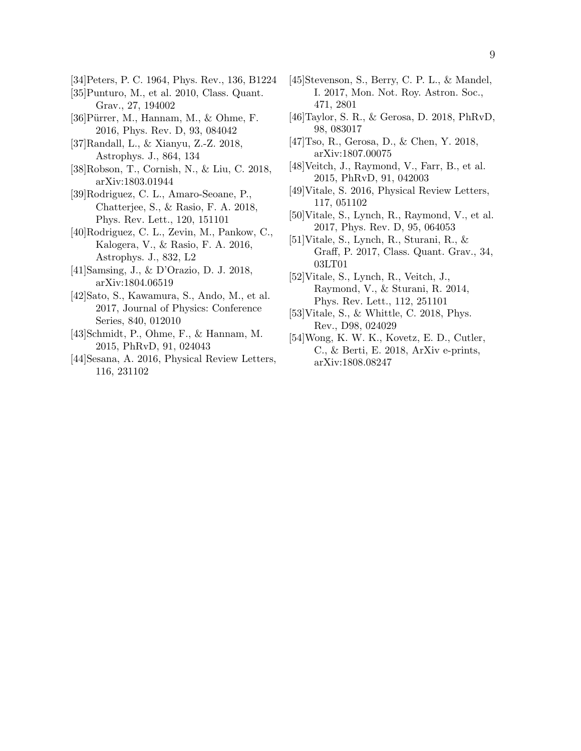[34]Peters, P. C. 1964, Phys. Rev., 136, B1224

[35]Punturo, M., et al. 2010, Class. Quant. Grav., 27, 194002

[36]Pürrer, M., Hannam, M., & Ohme, F. 2016, Phys. Rev. D, 93, 084042

[37]Randall, L., & Xianyu, Z.-Z. 2018, Astrophys. J., 864, 134

[38]Robson, T., Cornish, N., & Liu, C. 2018, arXiv:1803.01944

[39]Rodriguez, C. L., Amaro-Seoane, P., Chatterjee, S., & Rasio, F. A. 2018, Phys. Rev. Lett., 120, 151101

[40]Rodriguez, C. L., Zevin, M., Pankow, C., Kalogera, V., & Rasio, F. A. 2016, Astrophys. J., 832, L2

[41]Samsing, J., & D'Orazio, D. J. 2018, arXiv:1804.06519

[42]Sato, S., Kawamura, S., Ando, M., et al. 2017, Journal of Physics: Conference Series, 840, 012010

[43]Schmidt, P., Ohme, F., & Hannam, M. 2015, PhRvD, 91, 024043

[44]Sesana, A. 2016, Physical Review Letters, 116, 231102

[45]Stevenson, S., Berry, C. P. L., & Mandel, I. 2017, Mon. Not. Roy. Astron. Soc., 471, 2801

[46]Taylor, S. R., & Gerosa, D. 2018, PhRvD, 98, 083017

[47]Tso, R., Gerosa, D., & Chen, Y. 2018, arXiv:1807.00075

[48]Veitch, J., Raymond, V., Farr, B., et al. 2015, PhRvD, 91, 042003

[49]Vitale, S. 2016, Physical Review Letters, 117, 051102

[50]Vitale, S., Lynch, R., Raymond, V., et al. 2017, Phys. Rev. D, 95, 064053

[51]Vitale, S., Lynch, R., Sturani, R., & Graff, P. 2017, Class. Quant. Grav., 34, 03LT01

[52]Vitale, S., Lynch, R., Veitch, J., Raymond, V., & Sturani, R. 2014, Phys. Rev. Lett., 112, 251101

[53]Vitale, S., & Whittle, C. 2018, Phys. Rev., D98, 024029

[54]Wong, K. W. K., Kovetz, E. D., Cutler, C., & Berti, E. 2018, ArXiv e-prints, arXiv:1808.08247